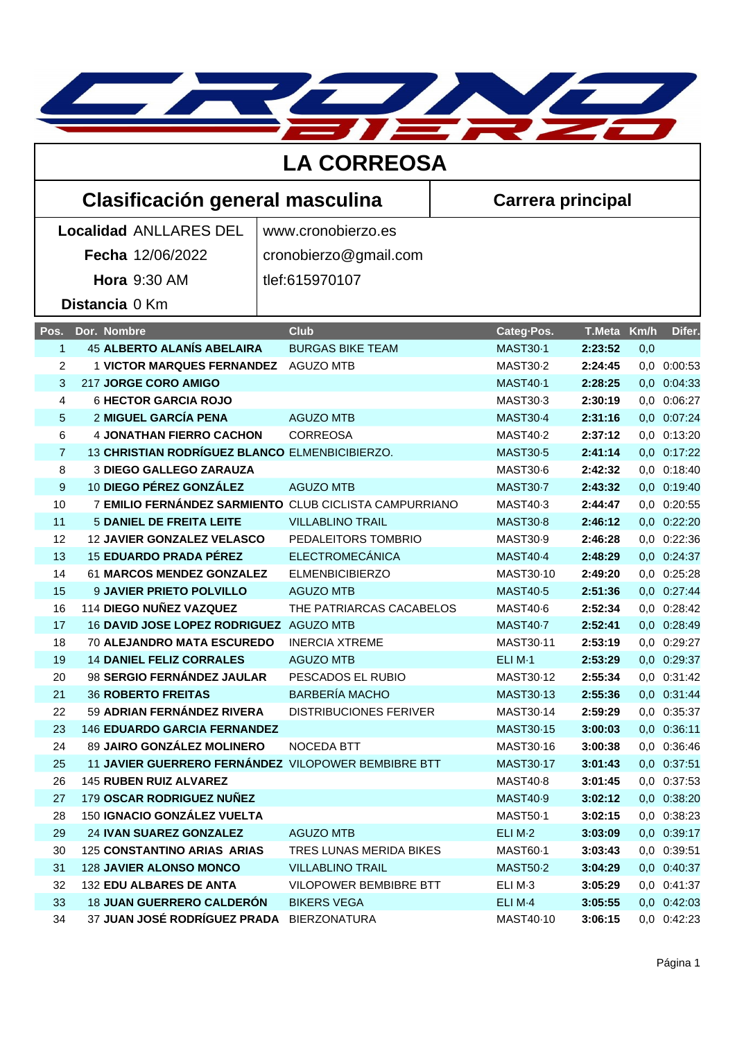# LA CORREOSA

## Clasificación general masculina

**Carrera principal**

**Localidad** ANLLARES DEL
**Fecha** 12/06/2022
**Hora** 9:30 AM
**Distancia** 0 Km

www.cronobierzo.es
cronobierzo@gmail.com
tlef:615970107

| Pos. | Dor. | Nombre | Club | Categ·Pos. | T.Meta | Km/h | Difer. |
|---|---|---|---|---|---|---|---|
| 1 | 45 | **ALBERTO ALANÍS ABELAIRA** | BURGAS BIKE TEAM | MAST30·1 | **2:23:52** | 0,0 | |
| 2 | 1 | **VICTOR MARQUES FERNANDEZ** | AGUZO MTB | MAST30·2 | **2:24:45** | 0,0 | 0:00:53 |
| 3 | 217 | **JORGE CORO AMIGO** | | MAST40·1 | **2:28:25** | 0,0 | 0:04:33 |
| 4 | 6 | **HECTOR GARCIA ROJO** | | MAST30·3 | **2:30:19** | 0,0 | 0:06:27 |
| 5 | 2 | **MIGUEL GARCÍA PENA** | AGUZO MTB | MAST30·4 | **2:31:16** | 0,0 | 0:07:24 |
| 6 | 4 | **JONATHAN FIERRO CACHON** | CORREOSA | MAST40·2 | **2:37:12** | 0,0 | 0:13:20 |
| 7 | 13 | **CHRISTIAN RODRÍGUEZ BLANCO** | ELMENBICIBIERZO. | MAST30·5 | **2:41:14** | 0,0 | 0:17:22 |
| 8 | 3 | **DIEGO GALLEGO ZARAUZA** | | MAST30·6 | **2:42:32** | 0,0 | 0:18:40 |
| 9 | 10 | **DIEGO PÉREZ GONZÁLEZ** | AGUZO MTB | MAST30·7 | **2:43:32** | 0,0 | 0:19:40 |
| 10 | 7 | **EMILIO FERNÁNDEZ SARMIENTO** | CLUB CICLISTA CAMPURRIANO | MAST40·3 | **2:44:47** | 0,0 | 0:20:55 |
| 11 | 5 | **DANIEL DE FREITA LEITE** | VILLABLINO TRAIL | MAST30·8 | **2:46:12** | 0,0 | 0:22:20 |
| 12 | 12 | **JAVIER GONZALEZ VELASCO** | PEDALEITORS TOMBRIO | MAST30·9 | **2:46:28** | 0,0 | 0:22:36 |
| 13 | 15 | **EDUARDO PRADA PÉREZ** | ELECTROMECÁNICA | MAST40·4 | **2:48:29** | 0,0 | 0:24:37 |
| 14 | 61 | **MARCOS MENDEZ GONZALEZ** | ELMENBICIBIERZO | MAST30·10 | **2:49:20** | 0,0 | 0:25:28 |
| 15 | 9 | **JAVIER PRIETO POLVILLO** | AGUZO MTB | MAST40·5 | **2:51:36** | 0,0 | 0:27:44 |
| 16 | 114 | **DIEGO NUÑEZ VAZQUEZ** | THE PATRIARCAS CACABELOS | MAST40·6 | **2:52:34** | 0,0 | 0:28:42 |
| 17 | 16 | **DAVID JOSE LOPEZ RODRIGUEZ** | AGUZO MTB | MAST40·7 | **2:52:41** | 0,0 | 0:28:49 |
| 18 | 70 | **ALEJANDRO MATA ESCUREDO** | INERCIA XTREME | MAST30·11 | **2:53:19** | 0,0 | 0:29:27 |
| 19 | 14 | **DANIEL FELIZ CORRALES** | AGUZO MTB | ELI M·1 | **2:53:29** | 0,0 | 0:29:37 |
| 20 | 98 | **SERGIO FERNÁNDEZ JAULAR** | PESCADOS EL RUBIO | MAST30·12 | **2:55:34** | 0,0 | 0:31:42 |
| 21 | 36 | **ROBERTO FREITAS** | BARBERÍA MACHO | MAST30·13 | **2:55:36** | 0,0 | 0:31:44 |
| 22 | 59 | **ADRIAN FERNÁNDEZ RIVERA** | DISTRIBUCIONES FERIVER | MAST30·14 | **2:59:29** | 0,0 | 0:35:37 |
| 23 | 146 | **EDUARDO GARCIA FERNANDEZ** | | MAST30·15 | **3:00:03** | 0,0 | 0:36:11 |
| 24 | 89 | **JAIRO GONZÁLEZ MOLINERO** | NOCEDA BTT | MAST30·16 | **3:00:38** | 0,0 | 0:36:46 |
| 25 | 11 | **JAVIER GUERRERO FERNÁNDEZ** | VILOPOWER BEMBIBRE BTT | MAST30·17 | **3:01:43** | 0,0 | 0:37:51 |
| 26 | 145 | **RUBEN RUIZ ALVAREZ** | | MAST40·8 | **3:01:45** | 0,0 | 0:37:53 |
| 27 | 179 | **OSCAR RODRIGUEZ NUÑEZ** | | MAST40·9 | **3:02:12** | 0,0 | 0:38:20 |
| 28 | 150 | **IGNACIO GONZÁLEZ VUELTA** | | MAST50·1 | **3:02:15** | 0,0 | 0:38:23 |
| 29 | 24 | **IVAN SUAREZ GONZALEZ** | AGUZO MTB | ELI M·2 | **3:03:09** | 0,0 | 0:39:17 |
| 30 | 125 | **CONSTANTINO ARIAS ARIAS** | TRES LUNAS MERIDA BIKES | MAST60·1 | **3:03:43** | 0,0 | 0:39:51 |
| 31 | 128 | **JAVIER ALONSO MONCO** | VILLABLINO TRAIL | MAST50·2 | **3:04:29** | 0,0 | 0:40:37 |
| 32 | 132 | **EDU ALBARES DE ANTA** | VILOPOWER BEMBIBRE BTT | ELI M·3 | **3:05:29** | 0,0 | 0:41:37 |
| 33 | 18 | **JUAN GUERRERO CALDERÓN** | BIKERS VEGA | ELI M·4 | **3:05:55** | 0,0 | 0:42:03 |
| 34 | 37 | **JUAN JOSÉ RODRÍGUEZ PRADA** | BIERZONATURA | MAST40·10 | **3:06:15** | 0,0 | 0:42:23 |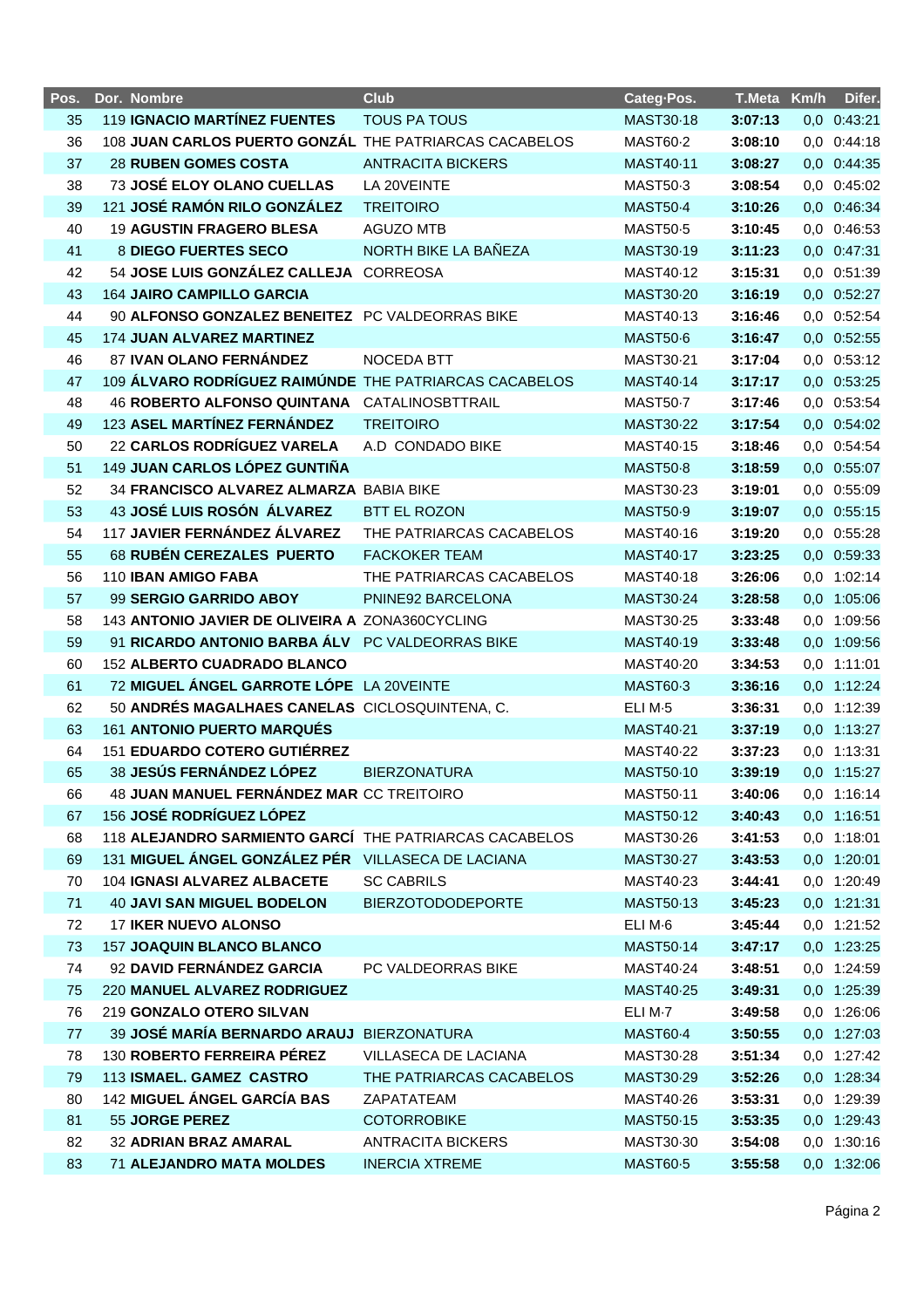| Pos. | Dor. | Nombre | Club | Categ·Pos. | T.Meta | Km/h | Difer. |
|---|---|---|---|---|---|---|---|
| 35 | 119 | **IGNACIO MARTÍNEZ FUENTES** | TOUS PA TOUS | MAST30·18 | **3:07:13** | 0,0 | 0:43:21 |
| 36 | 108 | **JUAN CARLOS PUERTO GONZÁL** | THE PATRIARCAS CACABELOS | MAST60·2 | **3:08:10** | 0,0 | 0:44:18 |
| 37 | 28 | **RUBEN GOMES COSTA** | ANTRACITA BICKERS | MAST40·11 | **3:08:27** | 0,0 | 0:44:35 |
| 38 | 73 | **JOSÉ ELOY OLANO CUELLAS** | LA 20VEINTE | MAST50·3 | **3:08:54** | 0,0 | 0:45:02 |
| 39 | 121 | **JOSÉ RAMÓN RILO GONZÁLEZ** | TREITOIRO | MAST50·4 | **3:10:26** | 0,0 | 0:46:34 |
| 40 | 19 | **AGUSTIN FRAGERO BLESA** | AGUZO MTB | MAST50·5 | **3:10:45** | 0,0 | 0:46:53 |
| 41 | 8 | **DIEGO FUERTES SECO** | NORTH BIKE LA BAÑEZA | MAST30·19 | **3:11:23** | 0,0 | 0:47:31 |
| 42 | 54 | **JOSE LUIS GONZÁLEZ CALLEJA** | CORREOSA | MAST40·12 | **3:15:31** | 0,0 | 0:51:39 |
| 43 | 164 | **JAIRO CAMPILLO GARCIA** | | MAST30·20 | **3:16:19** | 0,0 | 0:52:27 |
| 44 | 90 | **ALFONSO GONZALEZ BENEITEZ** | PC VALDEORRAS BIKE | MAST40·13 | **3:16:46** | 0,0 | 0:52:54 |
| 45 | 174 | **JUAN ALVAREZ MARTINEZ** | | MAST50·6 | **3:16:47** | 0,0 | 0:52:55 |
| 46 | 87 | **IVAN OLANO FERNÁNDEZ** | NOCEDA BTT | MAST30·21 | **3:17:04** | 0,0 | 0:53:12 |
| 47 | 109 | **ÁLVARO RODRÍGUEZ RAIMÚNDE** | THE PATRIARCAS CACABELOS | MAST40·14 | **3:17:17** | 0,0 | 0:53:25 |
| 48 | 46 | **ROBERTO ALFONSO QUINTANA** | CATALINOSBTTRAIL | MAST50·7 | **3:17:46** | 0,0 | 0:53:54 |
| 49 | 123 | **ASEL MARTÍNEZ FERNÁNDEZ** | TREITOIRO | MAST30·22 | **3:17:54** | 0,0 | 0:54:02 |
| 50 | 22 | **CARLOS RODRÍGUEZ VARELA** | A.D CONDADO BIKE | MAST40·15 | **3:18:46** | 0,0 | 0:54:54 |
| 51 | 149 | **JUAN CARLOS LÓPEZ GUNTIÑA** | | MAST50·8 | **3:18:59** | 0,0 | 0:55:07 |
| 52 | 34 | **FRANCISCO ALVAREZ ALMARZA** | BABIA BIKE | MAST30·23 | **3:19:01** | 0,0 | 0:55:09 |
| 53 | 43 | **JOSÉ LUIS ROSÓN ÁLVAREZ** | BTT EL ROZON | MAST50·9 | **3:19:07** | 0,0 | 0:55:15 |
| 54 | 117 | **JAVIER FERNÁNDEZ ÁLVAREZ** | THE PATRIARCAS CACABELOS | MAST40·16 | **3:19:20** | 0,0 | 0:55:28 |
| 55 | 68 | **RUBÉN CEREZALES PUERTO** | FACKOKER TEAM | MAST40·17 | **3:23:25** | 0,0 | 0:59:33 |
| 56 | 110 | **IBAN AMIGO FABA** | THE PATRIARCAS CACABELOS | MAST40·18 | **3:26:06** | 0,0 | 1:02:14 |
| 57 | 99 | **SERGIO GARRIDO ABOY** | PNINE92 BARCELONA | MAST30·24 | **3:28:58** | 0,0 | 1:05:06 |
| 58 | 143 | **ANTONIO JAVIER DE OLIVEIRA A** | ZONA360CYCLING | MAST30·25 | **3:33:48** | 0,0 | 1:09:56 |
| 59 | 91 | **RICARDO ANTONIO BARBA ÁLV** | PC VALDEORRAS BIKE | MAST40·19 | **3:33:48** | 0,0 | 1:09:56 |
| 60 | 152 | **ALBERTO CUADRADO BLANCO** | | MAST40·20 | **3:34:53** | 0,0 | 1:11:01 |
| 61 | 72 | **MIGUEL ÁNGEL GARROTE LÓPE** | LA 20VEINTE | MAST60·3 | **3:36:16** | 0,0 | 1:12:24 |
| 62 | 50 | **ANDRÉS MAGALHAES CANELAS** | CICLOSQUINTENA, C. | ELI M·5 | **3:36:31** | 0,0 | 1:12:39 |
| 63 | 161 | **ANTONIO PUERTO MARQUÉS** | | MAST40·21 | **3:37:19** | 0,0 | 1:13:27 |
| 64 | 151 | **EDUARDO COTERO GUTIÉRREZ** | | MAST40·22 | **3:37:23** | 0,0 | 1:13:31 |
| 65 | 38 | **JESÚS FERNÁNDEZ LÓPEZ** | BIERZONATURA | MAST50·10 | **3:39:19** | 0,0 | 1:15:27 |
| 66 | 48 | **JUAN MANUEL FERNÁNDEZ MAR** | CC TREITOIRO | MAST50·11 | **3:40:06** | 0,0 | 1:16:14 |
| 67 | 156 | **JOSÉ RODRÍGUEZ LÓPEZ** | | MAST50·12 | **3:40:43** | 0,0 | 1:16:51 |
| 68 | 118 | **ALEJANDRO SARMIENTO GARCÍ** | THE PATRIARCAS CACABELOS | MAST30·26 | **3:41:53** | 0,0 | 1:18:01 |
| 69 | 131 | **MIGUEL ÁNGEL GONZÁLEZ PÉR** | VILLASECA DE LACIANA | MAST30·27 | **3:43:53** | 0,0 | 1:20:01 |
| 70 | 104 | **IGNASI ALVAREZ ALBACETE** | SC CABRILS | MAST40·23 | **3:44:41** | 0,0 | 1:20:49 |
| 71 | 40 | **JAVI SAN MIGUEL BODELON** | BIERZOTODODEPORTE | MAST50·13 | **3:45:23** | 0,0 | 1:21:31 |
| 72 | 17 | **IKER NUEVO ALONSO** | | ELI M·6 | **3:45:44** | 0,0 | 1:21:52 |
| 73 | 157 | **JOAQUIN BLANCO BLANCO** | | MAST50·14 | **3:47:17** | 0,0 | 1:23:25 |
| 74 | 92 | **DAVID FERNÁNDEZ GARCIA** | PC VALDEORRAS BIKE | MAST40·24 | **3:48:51** | 0,0 | 1:24:59 |
| 75 | 220 | **MANUEL ALVAREZ RODRIGUEZ** | | MAST40·25 | **3:49:31** | 0,0 | 1:25:39 |
| 76 | 219 | **GONZALO OTERO SILVAN** | | ELI M·7 | **3:49:58** | 0,0 | 1:26:06 |
| 77 | 39 | **JOSÉ MARÍA BERNARDO ARAUJ** | BIERZONATURA | MAST60·4 | **3:50:55** | 0,0 | 1:27:03 |
| 78 | 130 | **ROBERTO FERREIRA PÉREZ** | VILLASECA DE LACIANA | MAST30·28 | **3:51:34** | 0,0 | 1:27:42 |
| 79 | 113 | **ISMAEL. GAMEZ CASTRO** | THE PATRIARCAS CACABELOS | MAST30·29 | **3:52:26** | 0,0 | 1:28:34 |
| 80 | 142 | **MIGUEL ÁNGEL GARCÍA BAS** | ZAPATATEAM | MAST40·26 | **3:53:31** | 0,0 | 1:29:39 |
| 81 | 55 | **JORGE PEREZ** | COTORROBIKE | MAST50·15 | **3:53:35** | 0,0 | 1:29:43 |
| 82 | 32 | **ADRIAN BRAZ AMARAL** | ANTRACITA BICKERS | MAST30·30 | **3:54:08** | 0,0 | 1:30:16 |
| 83 | 71 | **ALEJANDRO MATA MOLDES** | INERCIA XTREME | MAST60·5 | **3:55:58** | 0,0 | 1:32:06 |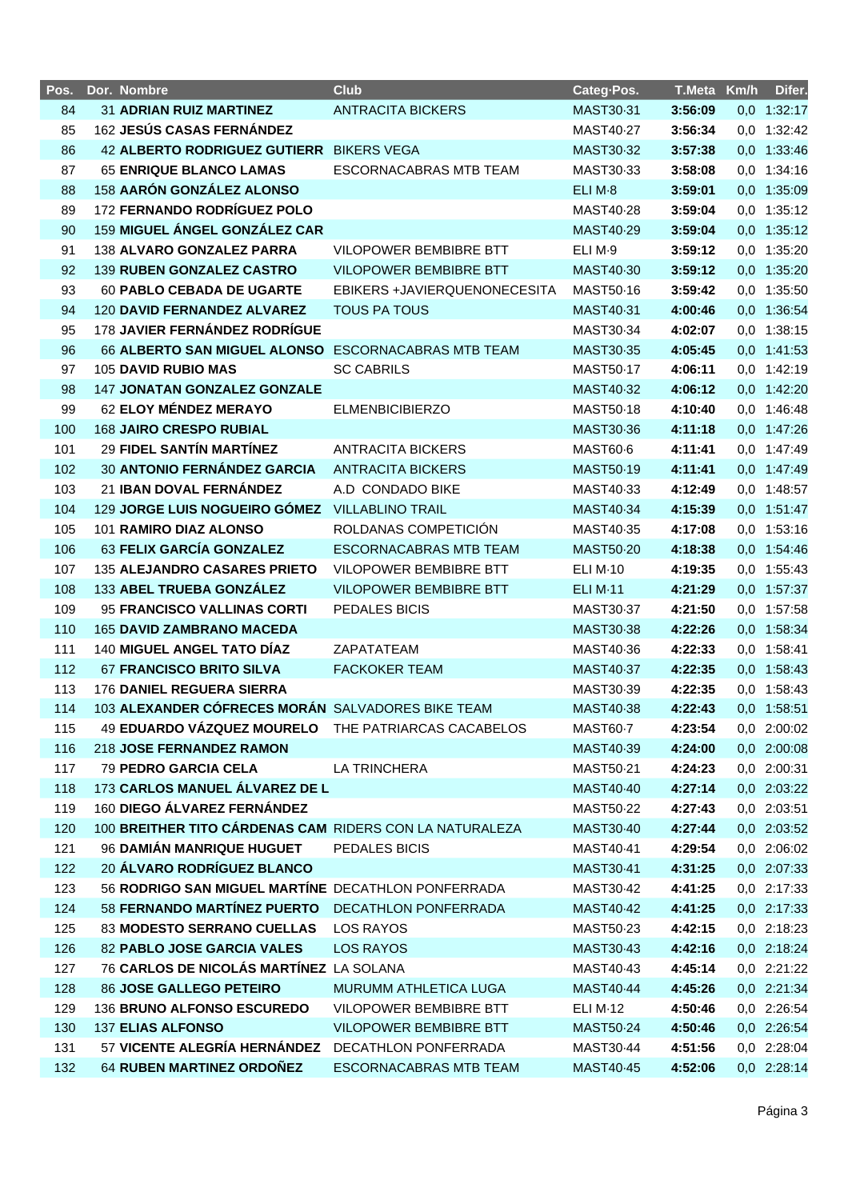| Pos. | Dor. | Nombre | Club | Categ·Pos. | T.Meta | Km/h | Difer. |
|---|---|---|---|---|---|---|---|
| 84 | 31 | **ADRIAN RUIZ MARTINEZ** | ANTRACITA BICKERS | MAST30·31 | **3:56:09** | 0,0 | 1:32:17 |
| 85 | 162 | **JESÚS CASAS FERNÁNDEZ** | | MAST40·27 | **3:56:34** | 0,0 | 1:32:42 |
| 86 | 42 | **ALBERTO RODRIGUEZ GUTIERR** | BIKERS VEGA | MAST30·32 | **3:57:38** | 0,0 | 1:33:46 |
| 87 | 65 | **ENRIQUE BLANCO LAMAS** | ESCORNACABRAS MTB TEAM | MAST30·33 | **3:58:08** | 0,0 | 1:34:16 |
| 88 | 158 | **AARÓN GONZÁLEZ ALONSO** | | ELI M·8 | **3:59:01** | 0,0 | 1:35:09 |
| 89 | 172 | **FERNANDO RODRÍGUEZ POLO** | | MAST40·28 | **3:59:04** | 0,0 | 1:35:12 |
| 90 | 159 | **MIGUEL ÁNGEL GONZÁLEZ CAR** | | MAST40·29 | **3:59:04** | 0,0 | 1:35:12 |
| 91 | 138 | **ALVARO GONZALEZ PARRA** | VILOPOWER BEMBIBRE BTT | ELI M·9 | **3:59:12** | 0,0 | 1:35:20 |
| 92 | 139 | **RUBEN GONZALEZ CASTRO** | VILOPOWER BEMBIBRE BTT | MAST40·30 | **3:59:12** | 0,0 | 1:35:20 |
| 93 | 60 | **PABLO CEBADA DE UGARTE** | EBIKERS +JAVIERQUENONECESITA | MAST50·16 | **3:59:42** | 0,0 | 1:35:50 |
| 94 | 120 | **DAVID FERNANDEZ ALVAREZ** | TOUS PA TOUS | MAST40·31 | **4:00:46** | 0,0 | 1:36:54 |
| 95 | 178 | **JAVIER FERNÁNDEZ RODRÍGUE** | | MAST30·34 | **4:02:07** | 0,0 | 1:38:15 |
| 96 | 66 | **ALBERTO SAN MIGUEL ALONSO** | ESCORNACABRAS MTB TEAM | MAST30·35 | **4:05:45** | 0,0 | 1:41:53 |
| 97 | 105 | **DAVID RUBIO MAS** | SC CABRILS | MAST50·17 | **4:06:11** | 0,0 | 1:42:19 |
| 98 | 147 | **JONATAN GONZALEZ GONZALE** | | MAST40·32 | **4:06:12** | 0,0 | 1:42:20 |
| 99 | 62 | **ELOY MÉNDEZ MERAYO** | ELMENBICIBIERZO | MAST50·18 | **4:10:40** | 0,0 | 1:46:48 |
| 100 | 168 | **JAIRO CRESPO RUBIAL** | | MAST30·36 | **4:11:18** | 0,0 | 1:47:26 |
| 101 | 29 | **FIDEL SANTÍN MARTÍNEZ** | ANTRACITA BICKERS | MAST60·6 | **4:11:41** | 0,0 | 1:47:49 |
| 102 | 30 | **ANTONIO FERNÁNDEZ GARCIA** | ANTRACITA BICKERS | MAST50·19 | **4:11:41** | 0,0 | 1:47:49 |
| 103 | 21 | **IBAN DOVAL FERNÁNDEZ** | A.D CONDADO BIKE | MAST40·33 | **4:12:49** | 0,0 | 1:48:57 |
| 104 | 129 | **JORGE LUIS NOGUEIRO GÓMEZ** | VILLABLINO TRAIL | MAST40·34 | **4:15:39** | 0,0 | 1:51:47 |
| 105 | 101 | **RAMIRO DIAZ ALONSO** | ROLDANAS COMPETICIÓN | MAST40·35 | **4:17:08** | 0,0 | 1:53:16 |
| 106 | 63 | **FELIX GARCÍA GONZALEZ** | ESCORNACABRAS MTB TEAM | MAST50·20 | **4:18:38** | 0,0 | 1:54:46 |
| 107 | 135 | **ALEJANDRO CASARES PRIETO** | VILOPOWER BEMBIBRE BTT | ELI M·10 | **4:19:35** | 0,0 | 1:55:43 |
| 108 | 133 | **ABEL TRUEBA GONZÁLEZ** | VILOPOWER BEMBIBRE BTT | ELI M·11 | **4:21:29** | 0,0 | 1:57:37 |
| 109 | 95 | **FRANCISCO VALLINAS CORTI** | PEDALES BICIS | MAST30·37 | **4:21:50** | 0,0 | 1:57:58 |
| 110 | 165 | **DAVID ZAMBRANO MACEDA** | | MAST30·38 | **4:22:26** | 0,0 | 1:58:34 |
| 111 | 140 | **MIGUEL ANGEL TATO DÍAZ** | ZAPATATEAM | MAST40·36 | **4:22:33** | 0,0 | 1:58:41 |
| 112 | 67 | **FRANCISCO BRITO SILVA** | FACKOKER TEAM | MAST40·37 | **4:22:35** | 0,0 | 1:58:43 |
| 113 | 176 | **DANIEL REGUERA SIERRA** | | MAST30·39 | **4:22:35** | 0,0 | 1:58:43 |
| 114 | 103 | **ALEXANDER CÓFRECES MORÁN** | SALVADORES BIKE TEAM | MAST40·38 | **4:22:43** | 0,0 | 1:58:51 |
| 115 | 49 | **EDUARDO VÁZQUEZ MOURELO** | THE PATRIARCAS CACABELOS | MAST60·7 | **4:23:54** | 0,0 | 2:00:02 |
| 116 | 218 | **JOSE FERNANDEZ RAMON** | | MAST40·39 | **4:24:00** | 0,0 | 2:00:08 |
| 117 | 79 | **PEDRO GARCIA CELA** | LA TRINCHERA | MAST50·21 | **4:24:23** | 0,0 | 2:00:31 |
| 118 | 173 | **CARLOS MANUEL ÁLVAREZ DE L** | | MAST40·40 | **4:27:14** | 0,0 | 2:03:22 |
| 119 | 160 | **DIEGO ÁLVAREZ FERNÁNDEZ** | | MAST50·22 | **4:27:43** | 0,0 | 2:03:51 |
| 120 | 100 | **BREITHER TITO CÁRDENAS CAM** | RIDERS CON LA NATURALEZA | MAST30·40 | **4:27:44** | 0,0 | 2:03:52 |
| 121 | 96 | **DAMIÁN MANRIQUE HUGUET** | PEDALES BICIS | MAST40·41 | **4:29:54** | 0,0 | 2:06:02 |
| 122 | 20 | **ÁLVARO RODRÍGUEZ BLANCO** | | MAST30·41 | **4:31:25** | 0,0 | 2:07:33 |
| 123 | 56 | **RODRIGO SAN MIGUEL MARTÍNE** | DECATHLON PONFERRADA | MAST30·42 | **4:41:25** | 0,0 | 2:17:33 |
| 124 | 58 | **FERNANDO MARTÍNEZ PUERTO** | DECATHLON PONFERRADA | MAST40·42 | **4:41:25** | 0,0 | 2:17:33 |
| 125 | 83 | **MODESTO SERRANO CUELLAS** | LOS RAYOS | MAST50·23 | **4:42:15** | 0,0 | 2:18:23 |
| 126 | 82 | **PABLO JOSE GARCIA VALES** | LOS RAYOS | MAST30·43 | **4:42:16** | 0,0 | 2:18:24 |
| 127 | 76 | **CARLOS DE NICOLÁS MARTÍNEZ** | LA SOLANA | MAST40·43 | **4:45:14** | 0,0 | 2:21:22 |
| 128 | 86 | **JOSE GALLEGO PETEIRO** | MURUMM ATHLETICA LUGA | MAST40·44 | **4:45:26** | 0,0 | 2:21:34 |
| 129 | 136 | **BRUNO ALFONSO ESCUREDO** | VILOPOWER BEMBIBRE BTT | ELI M·12 | **4:50:46** | 0,0 | 2:26:54 |
| 130 | 137 | **ELIAS ALFONSO** | VILOPOWER BEMBIBRE BTT | MAST50·24 | **4:50:46** | 0,0 | 2:26:54 |
| 131 | 57 | **VICENTE ALEGRÍA HERNÁNDEZ** | DECATHLON PONFERRADA | MAST30·44 | **4:51:56** | 0,0 | 2:28:04 |
| 132 | 64 | **RUBEN MARTINEZ ORDOÑEZ** | ESCORNACABRAS MTB TEAM | MAST40·45 | **4:52:06** | 0,0 | 2:28:14 |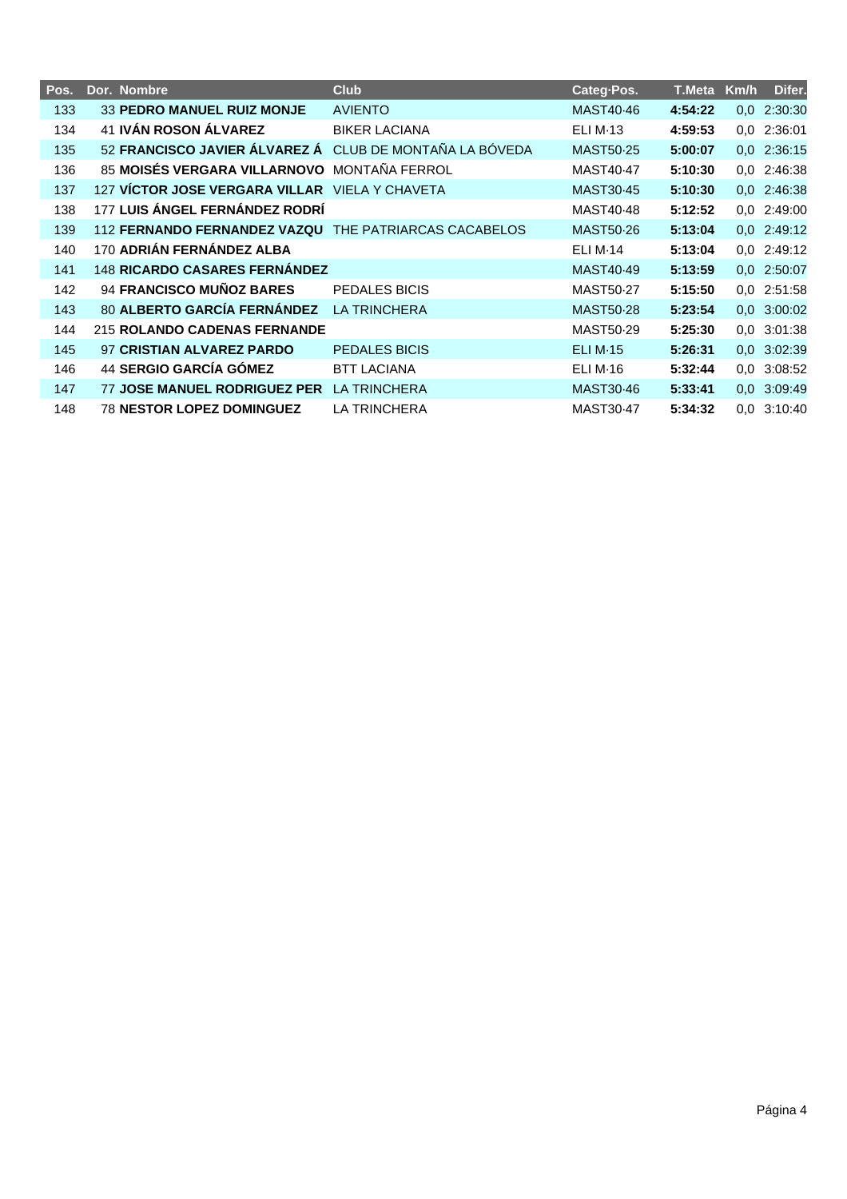| Pos. | Dor. | Nombre | Club | Categ·Pos. | T.Meta | Km/h | Difer. |
|---|---|---|---|---|---|---|---|
| 133 | 33 | **PEDRO MANUEL RUIZ MONJE** | AVIENTO | MAST40·46 | **4:54:22** | 0,0 | 2:30:30 |
| 134 | 41 | **IVÁN ROSON ÁLVAREZ** | BIKER LACIANA | ELI M·13 | **4:59:53** | 0,0 | 2:36:01 |
| 135 | 52 | **FRANCISCO JAVIER ÁLVAREZ Á** | CLUB DE MONTAÑA LA BÓVEDA | MAST50·25 | **5:00:07** | 0,0 | 2:36:15 |
| 136 | 85 | **MOISÉS VERGARA VILLARNOVO** | MONTAÑA FERROL | MAST40·47 | **5:10:30** | 0,0 | 2:46:38 |
| 137 | 127 | **VÍCTOR JOSE VERGARA VILLAR** | VIELA Y CHAVETA | MAST30·45 | **5:10:30** | 0,0 | 2:46:38 |
| 138 | 177 | **LUIS ÁNGEL FERNÁNDEZ RODRÍ** | | MAST40·48 | **5:12:52** | 0,0 | 2:49:00 |
| 139 | 112 | **FERNANDO FERNANDEZ VAZQU** | THE PATRIARCAS CACABELOS | MAST50·26 | **5:13:04** | 0,0 | 2:49:12 |
| 140 | 170 | **ADRIÁN FERNÁNDEZ ALBA** | | ELI M·14 | **5:13:04** | 0,0 | 2:49:12 |
| 141 | 148 | **RICARDO CASARES FERNÁNDEZ** | | MAST40·49 | **5:13:59** | 0,0 | 2:50:07 |
| 142 | 94 | **FRANCISCO MUÑOZ BARES** | PEDALES BICIS | MAST50·27 | **5:15:50** | 0,0 | 2:51:58 |
| 143 | 80 | **ALBERTO GARCÍA FERNÁNDEZ** | LA TRINCHERA | MAST50·28 | **5:23:54** | 0,0 | 3:00:02 |
| 144 | 215 | **ROLANDO CADENAS FERNANDE** | | MAST50·29 | **5:25:30** | 0,0 | 3:01:38 |
| 145 | 97 | **CRISTIAN ALVAREZ PARDO** | PEDALES BICIS | ELI M·15 | **5:26:31** | 0,0 | 3:02:39 |
| 146 | 44 | **SERGIO GARCÍA GÓMEZ** | BTT LACIANA | ELI M·16 | **5:32:44** | 0,0 | 3:08:52 |
| 147 | 77 | **JOSE MANUEL RODRIGUEZ PER** | LA TRINCHERA | MAST30·46 | **5:33:41** | 0,0 | 3:09:49 |
| 148 | 78 | **NESTOR LOPEZ DOMINGUEZ** | LA TRINCHERA | MAST30·47 | **5:34:32** | 0,0 | 3:10:40 |